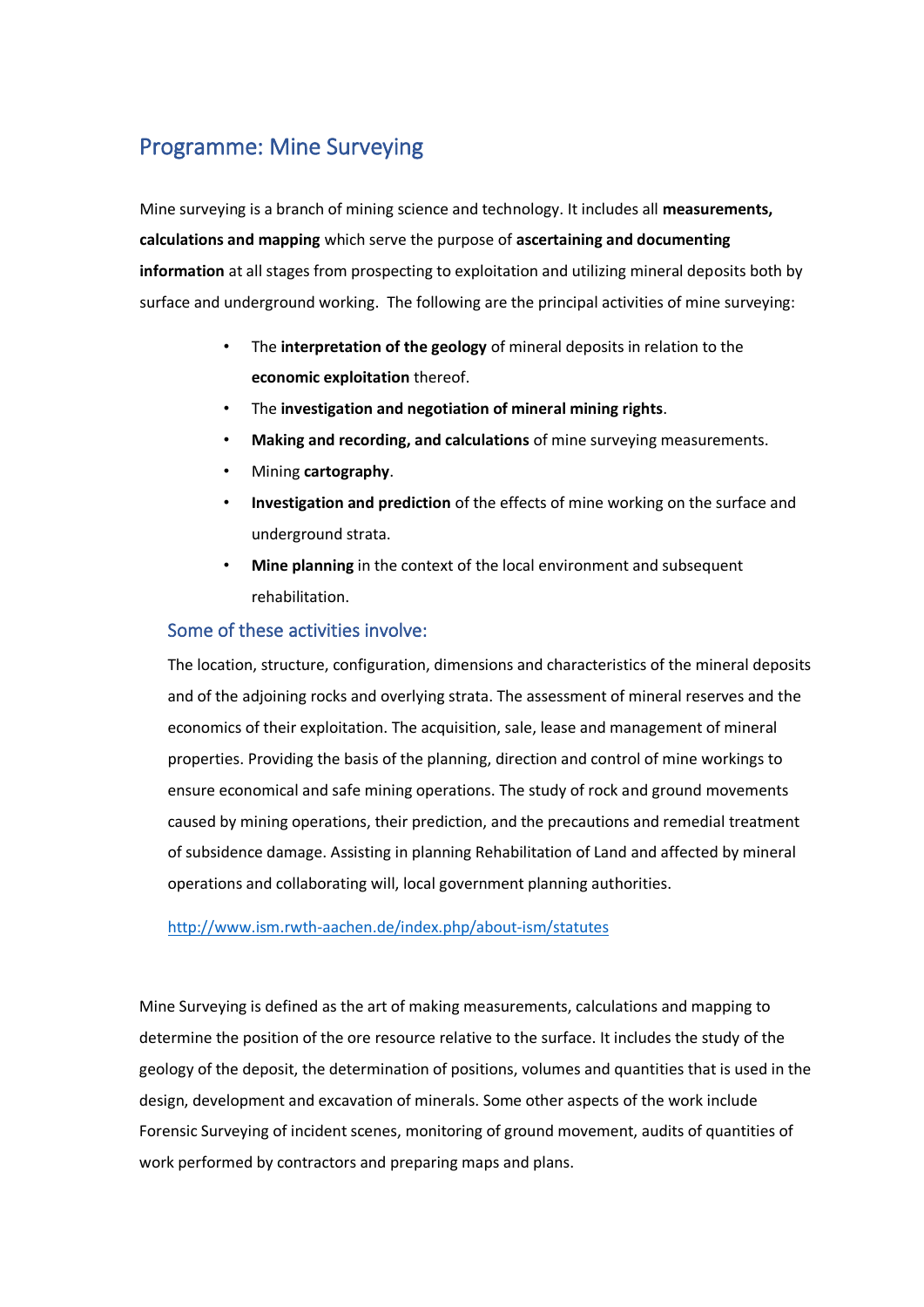## Programme: Mine Surveying

Mine surveying is a branch of mining science and technology. It includes all **measurements, calculations and mapping** which serve the purpose of **ascertaining and documenting information** at all stages from prospecting to exploitation and utilizing mineral deposits both by surface and underground working. The following are the principal activities of mine surveying:

- The **interpretation of the geology** of mineral deposits in relation to the **economic exploitation** thereof.
- The **investigation and negotiation of mineral mining rights**.
- **Making and recording, and calculations** of mine surveying measurements.
- Mining **cartography**.
- **Investigation and prediction** of the effects of mine working on the surface and underground strata.
- **Mine planning** in the context of the local environment and subsequent rehabilitation.

### Some of these activities involve:

The location, structure, configuration, dimensions and characteristics of the mineral deposits and of the adjoining rocks and overlying strata. The assessment of mineral reserves and the economics of their exploitation. The acquisition, sale, lease and management of mineral properties. Providing the basis of the planning, direction and control of mine workings to ensure economical and safe mining operations. The study of rock and ground movements caused by mining operations, their prediction, and the precautions and remedial treatment of subsidence damage. Assisting in planning Rehabilitation of Land and affected by mineral operations and collaborating will, local government planning authorities.

http://www.ism.rwth-aachen.de/index.php/about-ism/statutes

Mine Surveying is defined as the art of making measurements, calculations and mapping to determine the position of the ore resource relative to the surface. It includes the study of the geology of the deposit, the determination of positions, volumes and quantities that is used in the design, development and excavation of minerals. Some other aspects of the work include Forensic Surveying of incident scenes, monitoring of ground movement, audits of quantities of work performed by contractors and preparing maps and plans.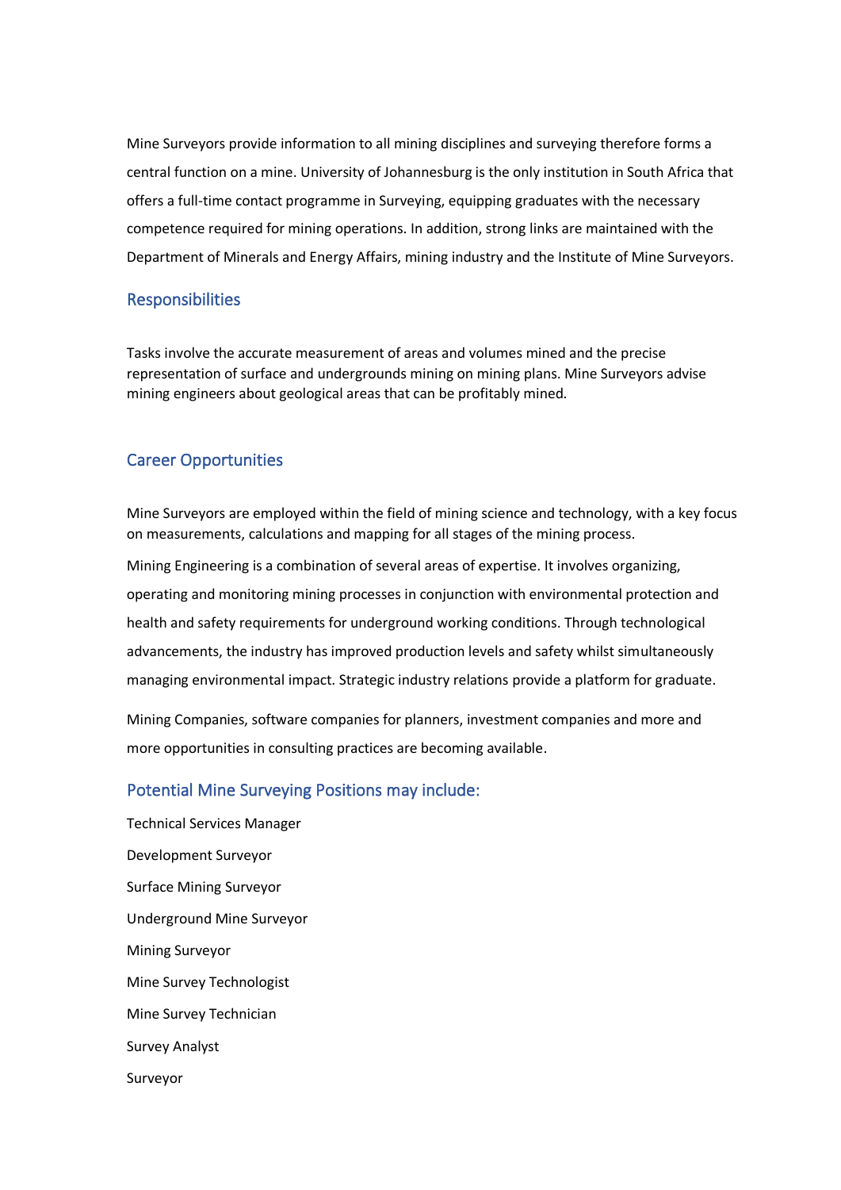Mine Surveyors provide information to all mining disciplines and surveying therefore forms a central function on a mine. University of Johannesburg is the only institution in South Africa that offers a full-time contact programme in Surveying, equipping graduates with the necessary competence required for mining operations. In addition, strong links are maintained with the Department of Minerals and Energy Affairs, mining industry and the Institute of Mine Surveyors.

## Responsibilities

Tasks involve the accurate measurement of areas and volumes mined and the precise representation of surface and undergrounds mining on mining plans. Mine Surveyors advise mining engineers about geological areas that can be profitably mined.

## Career Opportunities

Mine Surveyors are employed within the field of mining science and technology, with a key focus on measurements, calculations and mapping for all stages of the mining process.

Mining Engineering is a combination of several areas of expertise. It involves organizing, operating and monitoring mining processes in conjunction with environmental protection and health and safety requirements for underground working conditions. Through technological advancements, the industry has improved production levels and safety whilst simultaneously managing environmental impact. Strategic industry relations provide a platform for graduate.

Mining Companies, software companies for planners, investment companies and more and more opportunities in consulting practices are becoming available.

## Potential Mine Surveying Positions may include:

Technical Services Manager

Development Surveyor

Surface Mining Surveyor

Underground Mine Surveyor

Mining Surveyor

Mine Survey Technologist

Mine Survey Technician

Survey Analyst

Surveyor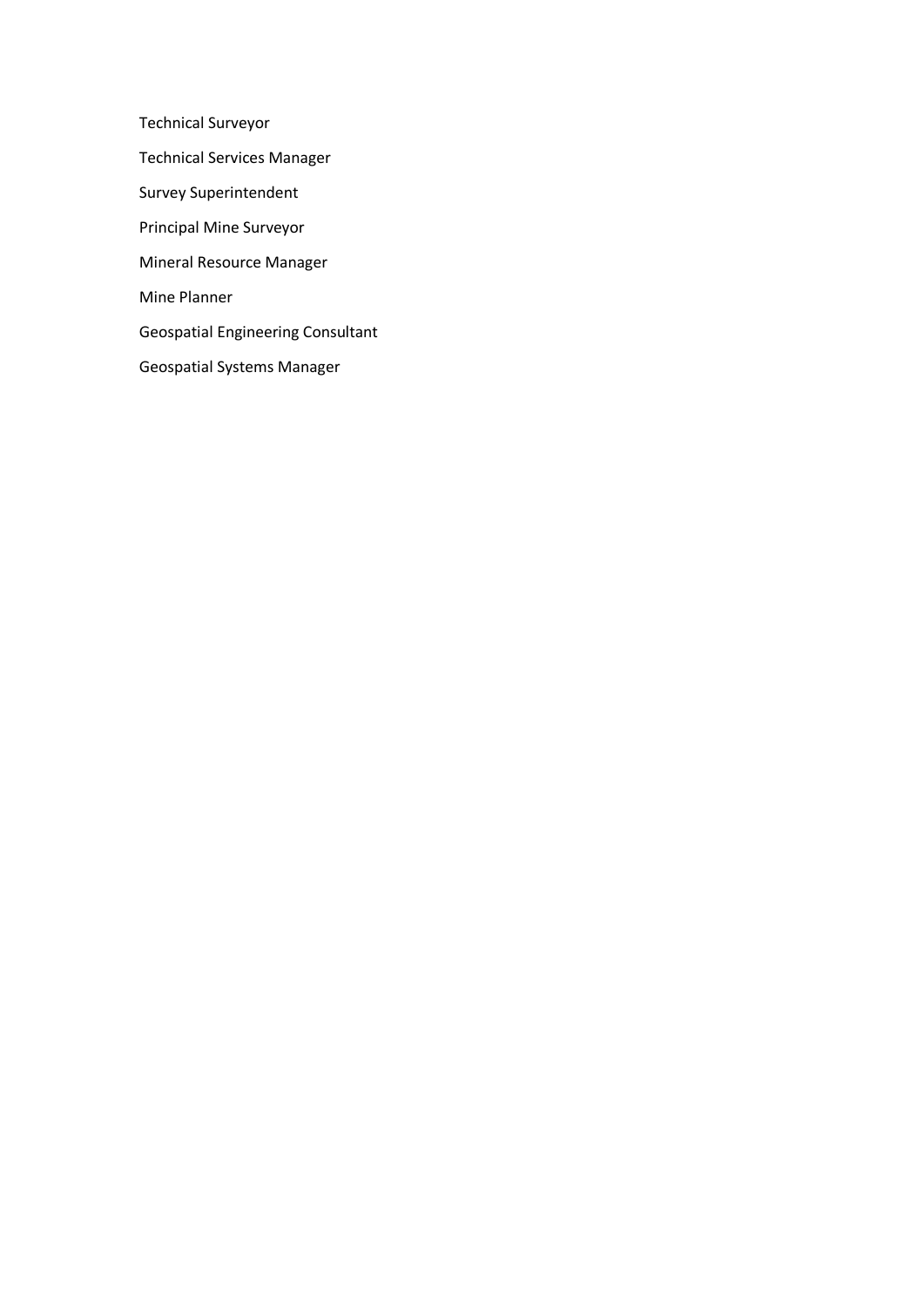Technical Surveyor

Technical Services Manager

Survey Superintendent

Principal Mine Surveyor

Mineral Resource Manager

Mine Planner

Geospatial Engineering Consultant

Geospatial Systems Manager